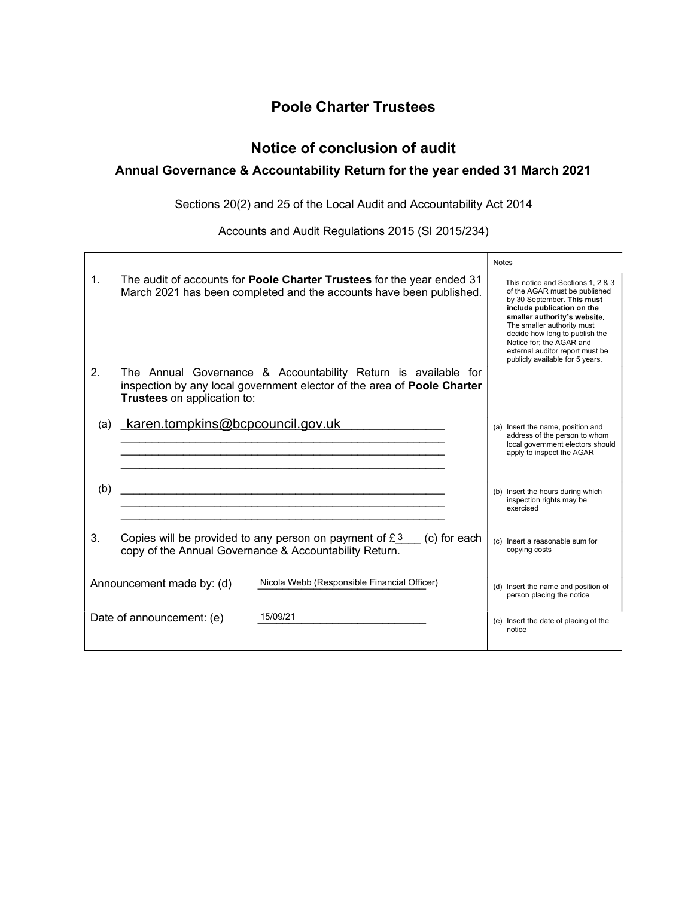# Poole Charter Trustees

## Notice of conclusion of audit

### Annual Governance & Accountability Return for the year ended 31 March 2021

Sections 20(2) and 25 of the Local Audit and Accountability Act 2014

Accounts and Audit Regulations 2015 (SI 2015/234)

| | Notes |
|---|---|
| 1. The audit of accounts for **Poole Charter Trustees** for the year ended 31 March 2021 has been completed and the accounts have been published. | This notice and Sections 1, 2 & 3 of the AGAR must be published by 30 September. **This must include publication on the smaller authority's website.** The smaller authority must decide how long to publish the Notice for; the AGAR and external auditor report must be publicly available for 5 years. |
| 2. The Annual Governance & Accountability Return is available for inspection by any local government elector of the area of **Poole Charter Trustees** on application to: | |
| (a) karen.tompkins@bcpcouncil.gov.uk | (a) Insert the name, position and address of the person to whom local government electors should apply to inspect the AGAR |
| (b) ______________________ | (b) Insert the hours during which inspection rights may be exercised |
| 3. Copies will be provided to any person on payment of £3 (c) for each copy of the Annual Governance & Accountability Return. | (c) Insert a reasonable sum for copying costs |
| Announcement made by: (d) Nicola Webb (Responsible Financial Officer) | (d) Insert the name and position of person placing the notice |
| Date of announcement: (e) 15/09/21 | (e) Insert the date of placing of the notice |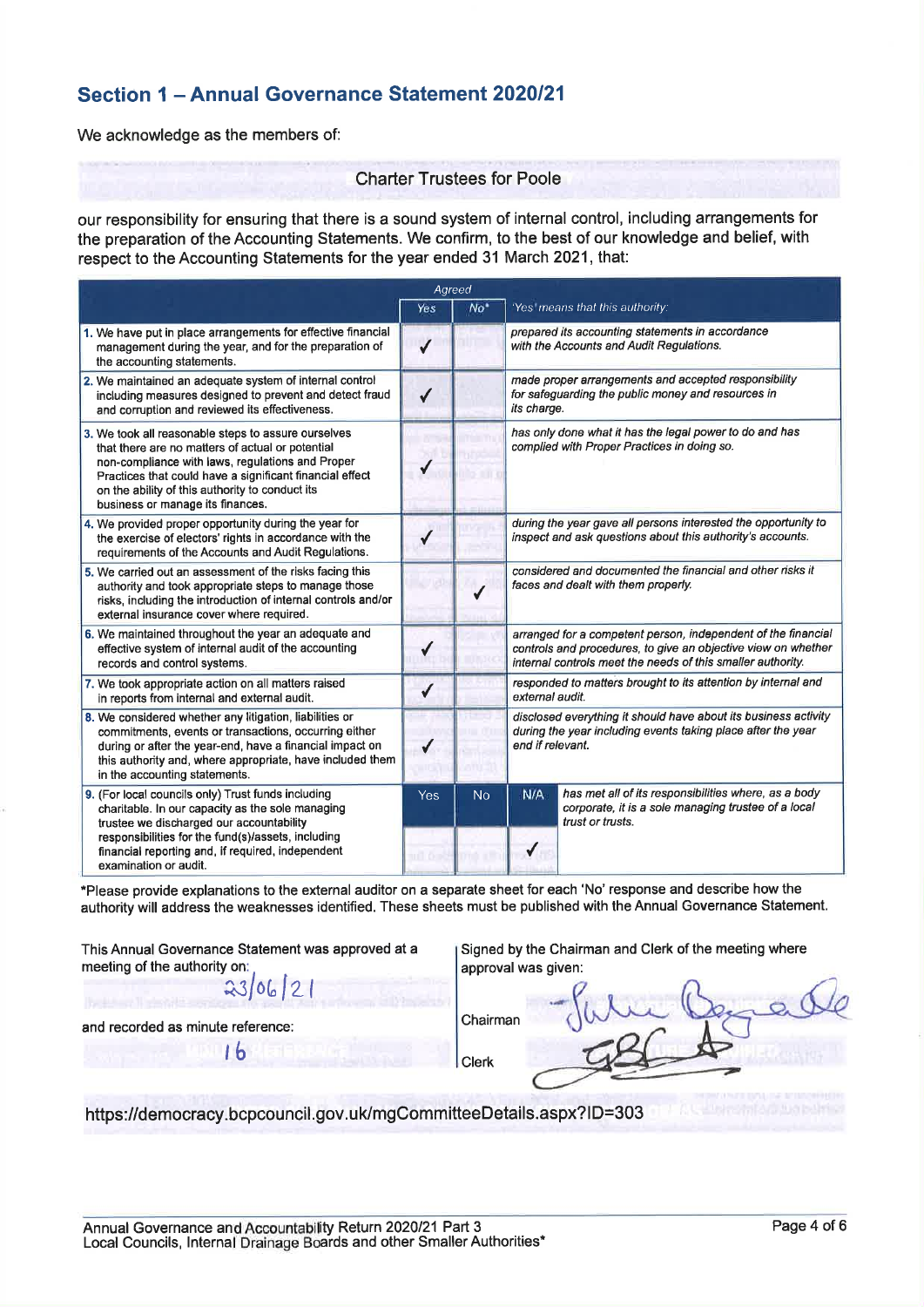## Section 1 – Annual Governance Statement 2020/21

We acknowledge as the members of:

Charter Trustees for Poole

our responsibility for ensuring that there is a sound system of internal control, including arrangements for the preparation of the Accounting Statements. We confirm, to the best of our knowledge and belief, with respect to the Accounting Statements for the year ended 31 March 2021, that:

| | Agreed | | |
|---|---|---|---|
| | Yes | No* | 'Yes' means that this authority: |
| 1. We have put in place arrangements for effective financial management during the year, and for the preparation of the accounting statements. | ✓ | | prepared its accounting statements in accordance with the Accounts and Audit Regulations. |
| 2. We maintained an adequate system of internal control including measures designed to prevent and detect fraud and corruption and reviewed its effectiveness. | ✓ | | made proper arrangements and accepted responsibility for safeguarding the public money and resources in its charge. |
| 3. We took all reasonable steps to assure ourselves that there are no matters of actual or potential non-compliance with laws, regulations and Proper Practices that could have a significant financial effect on the ability of this authority to conduct its business or manage its finances. | ✓ | | has only done what it has the legal power to do and has complied with Proper Practices in doing so. |
| 4. We provided proper opportunity during the year for the exercise of electors' rights in accordance with the requirements of the Accounts and Audit Regulations. | ✓ | | during the year gave all persons interested the opportunity to inspect and ask questions about this authority's accounts. |
| 5. We carried out an assessment of the risks facing this authority and took appropriate steps to manage those risks, including the introduction of internal controls and/or external insurance cover where required. | | ✓ | considered and documented the financial and other risks it faces and dealt with them properly. |
| 6. We maintained throughout the year an adequate and effective system of internal audit of the accounting records and control systems. | ✓ | | arranged for a competent person, independent of the financial controls and procedures, to give an objective view on whether internal controls meet the needs of this smaller authority. |
| 7. We took appropriate action on all matters raised in reports from internal and external audit. | ✓ | | responded to matters brought to its attention by internal and external audit. |
| 8. We considered whether any litigation, liabilities or commitments, events or transactions, occurring either during or after the year-end, have a financial impact on this authority and, where appropriate, have included them in the accounting statements. | ✓ | | disclosed everything it should have about its business activity during the year including events taking place after the year end if relevant. |

| | Yes | No | N/A | |
|---|---|---|---|---|
| 9. (For local councils only) Trust funds including charitable. In our capacity as the sole managing trustee we discharged our accountability responsibilities for the fund(s)/assets, including financial reporting and, if required, independent examination or audit. | | | ✓ | has met all of its responsibilities where, as a body corporate, it is a sole managing trustee of a local trust or trusts. |

*Please provide explanations to the external auditor on a separate sheet for each 'No' response and describe how the authority will address the weaknesses identified. These sheets must be published with the Annual Governance Statement.

This Annual Governance Statement was approved at a meeting of the authority on:

23/06/21

and recorded as minute reference:

16

Signed by the Chairman and Clerk of the meeting where approval was given:

Chairman [signature]

Clerk [signature]

https://democracy.bcpcouncil.gov.uk/mgCommitteeDetails.aspx?ID=303

Annual Governance and Accountability Return 2020/21 Part 3
Local Councils, Internal Drainage Boards and other Smaller Authorities*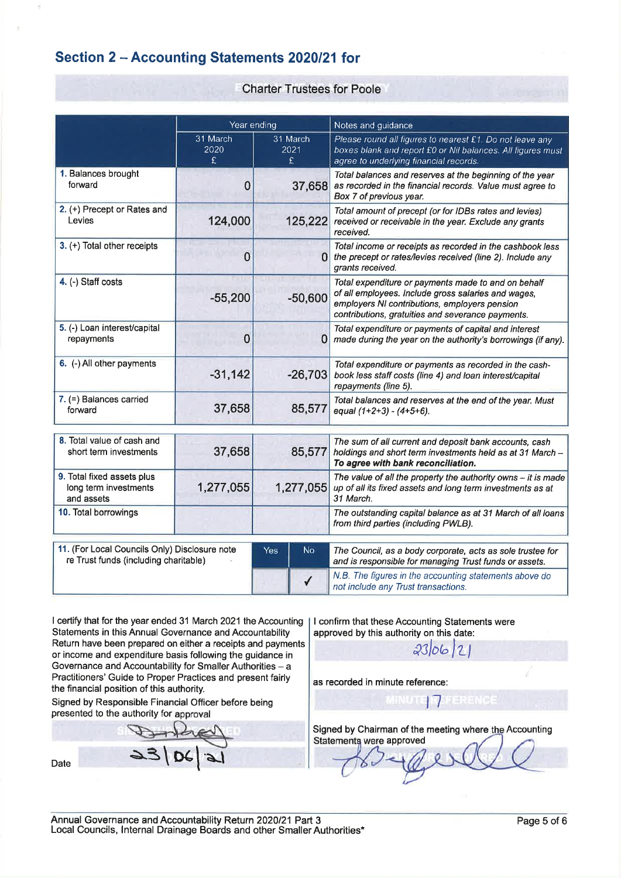## Section 2 – Accounting Statements 2020/21 for

Charter Trustees for Poole

| | Year ending | | Notes and guidance |
|---|---|---|---|
| | 31 March 2020 £ | 31 March 2021 £ | *Please round all figures to nearest £1. Do not leave any boxes blank and report £0 or Nil balances. All figures must agree to underlying financial records.* |
| **1.** Balances brought forward | 0 | 37,658 | *Total balances and reserves at the beginning of the year as recorded in the financial records. Value must agree to Box 7 of previous year.* |
| **2.** (+) Precept or Rates and Levies | 124,000 | 125,222 | *Total amount of precept (or for IDBs rates and levies) received or receivable in the year. Exclude any grants received.* |
| **3.** (+) Total other receipts | 0 | 0 | *Total income or receipts as recorded in the cashbook less the precept or rates/levies received (line 2). Include any grants received.* |
| **4.** (-) Staff costs | -55,200 | -50,600 | *Total expenditure or payments made to and on behalf of all employees. Include gross salaries and wages, employers NI contributions, employers pension contributions, gratuities and severance payments.* |
| **5.** (-) Loan interest/capital repayments | 0 | 0 | *Total expenditure or payments of capital and interest made during the year on the authority's borrowings (if any).* |
| **6.** (-) All other payments | -31,142 | -26,703 | *Total expenditure or payments as recorded in the cash-book less staff costs (line 4) and loan interest/capital repayments (line 5).* |
| **7.** (=) Balances carried forward | 37,658 | 85,577 | *Total balances and reserves at the end of the year. Must equal (1+2+3) - (4+5+6).* |
| **8.** Total value of cash and short term investments | 37,658 | 85,577 | *The sum of all current and deposit bank accounts, cash holdings and short term investments held as at 31 March –* ***To agree with bank reconciliation.*** |
| **9.** Total fixed assets plus long term investments and assets | 1,277,055 | 1,277,055 | *The value of all the property the authority owns – it is made up of all its fixed assets and long term investments as at 31 March.* |
| **10.** Total borrowings | | | *The outstanding capital balance as at 31 March of all loans from third parties (including PWLB).* |

| **11.** (For Local Councils Only) Disclosure note re Trust funds (including charitable) | Yes | No | *The Council, as a body corporate, acts as sole trustee for and is responsible for managing Trust funds or assets.* |
|---|---|---|---|
| | | ✓ | *N.B. The figures in the accounting statements above do not include any Trust transactions.* |

I certify that for the year ended 31 March 2021 the Accounting Statements in this Annual Governance and Accountability Return have been prepared on either a receipts and payments or income and expenditure basis following the guidance in Governance and Accountability for Smaller Authorities – a Practitioners' Guide to Proper Practices and present fairly the financial position of this authority.

Signed by Responsible Financial Officer before being presented to the authority for approval

[Signature]

Date 23/06/21

I confirm that these Accounting Statements were approved by this authority on this date:

23/06/21

as recorded in minute reference:

17

Signed by Chairman of the meeting where the Accounting Statements were approved

[Signature]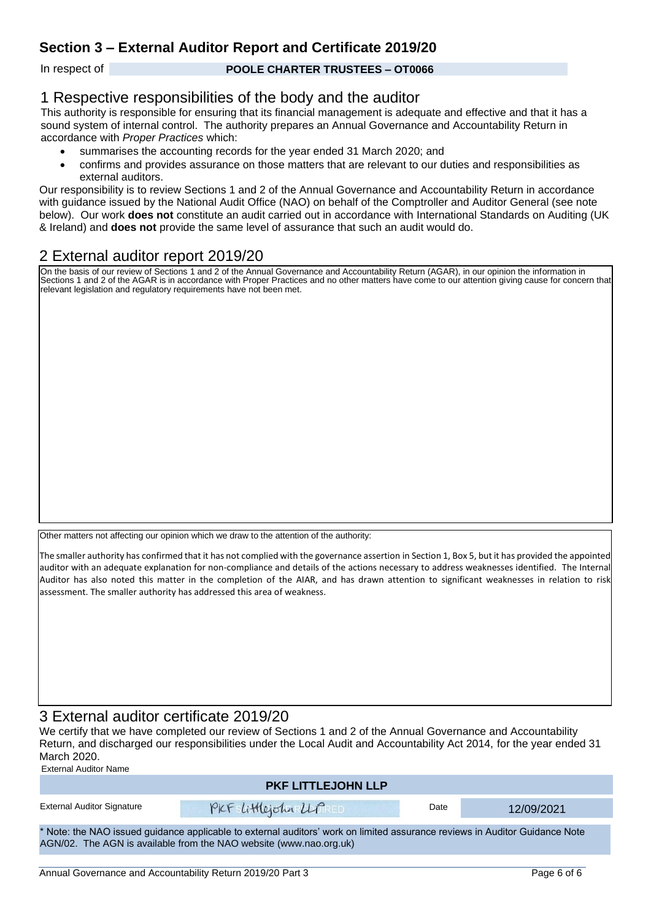## Section 3 – External Auditor Report and Certificate 2019/20

In respect of **POOLE CHARTER TRUSTEES – OT0066**

### 1 Respective responsibilities of the body and the auditor

This authority is responsible for ensuring that its financial management is adequate and effective and that it has a sound system of internal control. The authority prepares an Annual Governance and Accountability Return in accordance with *Proper Practices* which:

- summarises the accounting records for the year ended 31 March 2020; and
- confirms and provides assurance on those matters that are relevant to our duties and responsibilities as external auditors.

Our responsibility is to review Sections 1 and 2 of the Annual Governance and Accountability Return in accordance with guidance issued by the National Audit Office (NAO) on behalf of the Comptroller and Auditor General (see note below). Our work **does not** constitute an audit carried out in accordance with International Standards on Auditing (UK & Ireland) and **does not** provide the same level of assurance that such an audit would do.

### 2 External auditor report 2019/20

On the basis of our review of Sections 1 and 2 of the Annual Governance and Accountability Return (AGAR), in our opinion the information in Sections 1 and 2 of the AGAR is in accordance with Proper Practices and no other matters have come to our attention giving cause for concern that relevant legislation and regulatory requirements have not been met.

Other matters not affecting our opinion which we draw to the attention of the authority:

The smaller authority has confirmed that it has not complied with the governance assertion in Section 1, Box 5, but it has provided the appointed auditor with an adequate explanation for non-compliance and details of the actions necessary to address weaknesses identified. The Internal Auditor has also noted this matter in the completion of the AIAR, and has drawn attention to significant weaknesses in relation to risk assessment. The smaller authority has addressed this area of weakness.

### 3 External auditor certificate 2019/20

We certify that we have completed our review of Sections 1 and 2 of the Annual Governance and Accountability Return, and discharged our responsibilities under the Local Audit and Accountability Act 2014, for the year ended 31 March 2020.

External Auditor Name

**PKF LITTLEJOHN LLP**

| External Auditor Signature | PKF Littlejohn LLP | Date | 12/09/2021 |
|---|---|---|---|

\* Note: the NAO issued guidance applicable to external auditors' work on limited assurance reviews in Auditor Guidance Note AGN/02. The AGN is available from the NAO website (www.nao.org.uk)